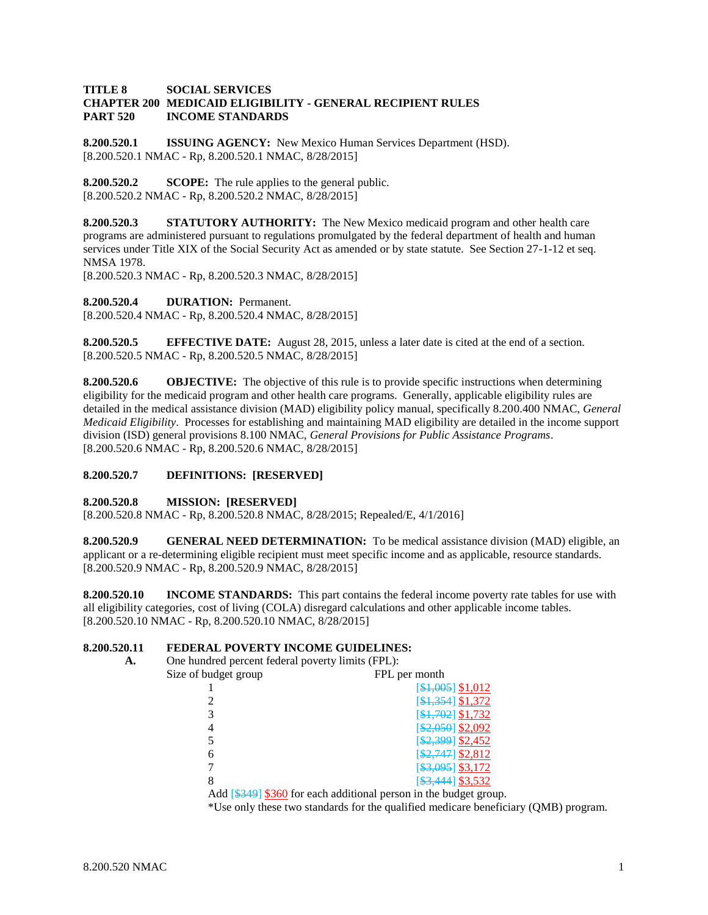**TITLE 8 SOCIAL SERVICES**
**CHAPTER 200 MEDICAID ELIGIBILITY - GENERAL RECIPIENT RULES**
**PART 520 INCOME STANDARDS**

**8.200.520.1 ISSUING AGENCY:** New Mexico Human Services Department (HSD).
[8.200.520.1 NMAC - Rp, 8.200.520.1 NMAC, 8/28/2015]

**8.200.520.2 SCOPE:** The rule applies to the general public.
[8.200.520.2 NMAC - Rp, 8.200.520.2 NMAC, 8/28/2015]

**8.200.520.3 STATUTORY AUTHORITY:** The New Mexico medicaid program and other health care programs are administered pursuant to regulations promulgated by the federal department of health and human services under Title XIX of the Social Security Act as amended or by state statute. See Section 27-1-12 et seq. NMSA 1978.
[8.200.520.3 NMAC - Rp, 8.200.520.3 NMAC, 8/28/2015]

**8.200.520.4 DURATION:** Permanent.
[8.200.520.4 NMAC - Rp, 8.200.520.4 NMAC, 8/28/2015]

**8.200.520.5 EFFECTIVE DATE:** August 28, 2015, unless a later date is cited at the end of a section.
[8.200.520.5 NMAC - Rp, 8.200.520.5 NMAC, 8/28/2015]

**8.200.520.6 OBJECTIVE:** The objective of this rule is to provide specific instructions when determining eligibility for the medicaid program and other health care programs. Generally, applicable eligibility rules are detailed in the medical assistance division (MAD) eligibility policy manual, specifically 8.200.400 NMAC, *General Medicaid Eligibility*. Processes for establishing and maintaining MAD eligibility are detailed in the income support division (ISD) general provisions 8.100 NMAC, *General Provisions for Public Assistance Programs*.
[8.200.520.6 NMAC - Rp, 8.200.520.6 NMAC, 8/28/2015]

**8.200.520.7 DEFINITIONS: [RESERVED]**

**8.200.520.8 MISSION: [RESERVED]**
[8.200.520.8 NMAC - Rp, 8.200.520.8 NMAC, 8/28/2015; Repealed/E, 4/1/2016]

**8.200.520.9 GENERAL NEED DETERMINATION:** To be medical assistance division (MAD) eligible, an applicant or a re-determining eligible recipient must meet specific income and as applicable, resource standards.
[8.200.520.9 NMAC - Rp, 8.200.520.9 NMAC, 8/28/2015]

**8.200.520.10 INCOME STANDARDS:** This part contains the federal income poverty rate tables for use with all eligibility categories, cost of living (COLA) disregard calculations and other applicable income tables.
[8.200.520.10 NMAC - Rp, 8.200.520.10 NMAC, 8/28/2015]

**8.200.520.11 FEDERAL POVERTY INCOME GUIDELINES:**

**A.** One hundred percent federal poverty limits (FPL):

| Size of budget group | FPL per month |
|---|---|
| 1 | [~~$1,005~~] $1,012 |
| 2 | [~~$1,354~~] $1,372 |
| 3 | [~~$1,702~~] $1,732 |
| 4 | [~~$2,050~~] $2,092 |
| 5 | [~~$2,399~~] $2,452 |
| 6 | [~~$2,747~~] $2,812 |
| 7 | [~~$3,095~~] $3,172 |
| 8 | [~~$3,444~~] $3,532 |

Add [~~$349~~] $360 for each additional person in the budget group.

*Use only these two standards for the qualified medicare beneficiary (QMB) program.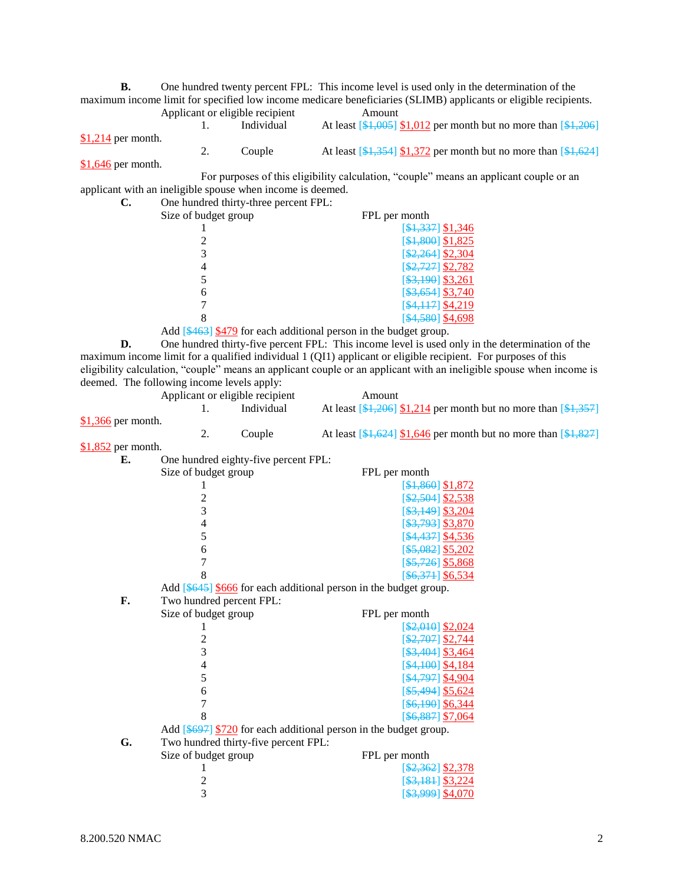**B.** One hundred twenty percent FPL: This income level is used only in the determination of the maximum income limit for specified low income medicare beneficiaries (SLIMB) applicants or eligible recipients.

| Applicant or eligible recipient | Amount |
|---|---|
| 1. Individual | At least [~~$1,005~~] $1,012 per month but no more than [~~$1,206~~] $1,214 per month. |
| 2. Couple | At least [~~$1,354~~] $1,372 per month but no more than [~~$1,624~~] $1,646 per month. |

For purposes of this eligibility calculation, "couple" means an applicant couple or an applicant with an ineligible spouse when income is deemed.

**C.** One hundred thirty-three percent FPL:

| Size of budget group | FPL per month |
|---|---|
| 1 | [~~$1,337~~] $1,346 |
| 2 | [~~$1,800~~] $1,825 |
| 3 | [~~$2,264~~] $2,304 |
| 4 | [~~$2,727~~] $2,782 |
| 5 | [~~$3,190~~] $3,261 |
| 6 | [~~$3,654~~] $3,740 |
| 7 | [~~$4,117~~] $4,219 |
| 8 | [~~$4,580~~] $4,698 |

Add [~~$463~~] $479 for each additional person in the budget group.

**D.** One hundred thirty-five percent FPL: This income level is used only in the determination of the maximum income limit for a qualified individual 1 (QI1) applicant or eligible recipient. For purposes of this eligibility calculation, "couple" means an applicant couple or an applicant with an ineligible spouse when income is deemed. The following income levels apply:

| Applicant or eligible recipient | Amount |
|---|---|
| 1. Individual | At least [~~$1,206~~] $1,214 per month but no more than [~~$1,357~~] $1,366 per month. |
| 2. Couple | At least [~~$1,624~~] $1,646 per month but no more than [~~$1,827~~] $1,852 per month. |

**E.** One hundred eighty-five percent FPL:

| Size of budget group | FPL per month |
|---|---|
| 1 | [~~$1,860~~] $1,872 |
| 2 | [~~$2,504~~] $2,538 |
| 3 | [~~$3,149~~] $3,204 |
| 4 | [~~$3,793~~] $3,870 |
| 5 | [~~$4,437~~] $4,536 |
| 6 | [~~$5,082~~] $5,202 |
| 7 | [~~$5,726~~] $5,868 |
| 8 | [~~$6,371~~] $6,534 |

Add [~~$645~~] $666 for each additional person in the budget group.

**F.** Two hundred percent FPL:

| Size of budget group | FPL per month |
|---|---|
| 1 | [~~$2,010~~] $2,024 |
| 2 | [~~$2,707~~] $2,744 |
| 3 | [~~$3,404~~] $3,464 |
| 4 | [~~$4,100~~] $4,184 |
| 5 | [~~$4,797~~] $4,904 |
| 6 | [~~$5,494~~] $5,624 |
| 7 | [~~$6,190~~] $6,344 |
| 8 | [~~$6,887~~] $7,064 |

Add [~~$697~~] $720 for each additional person in the budget group.

**G.** Two hundred thirty-five percent FPL:

| Size of budget group | FPL per month |
|---|---|
| 1 | [~~$2,362~~] $2,378 |
| 2 | [~~$3,181~~] $3,224 |
| 3 | [~~$3,999~~] $4,070 |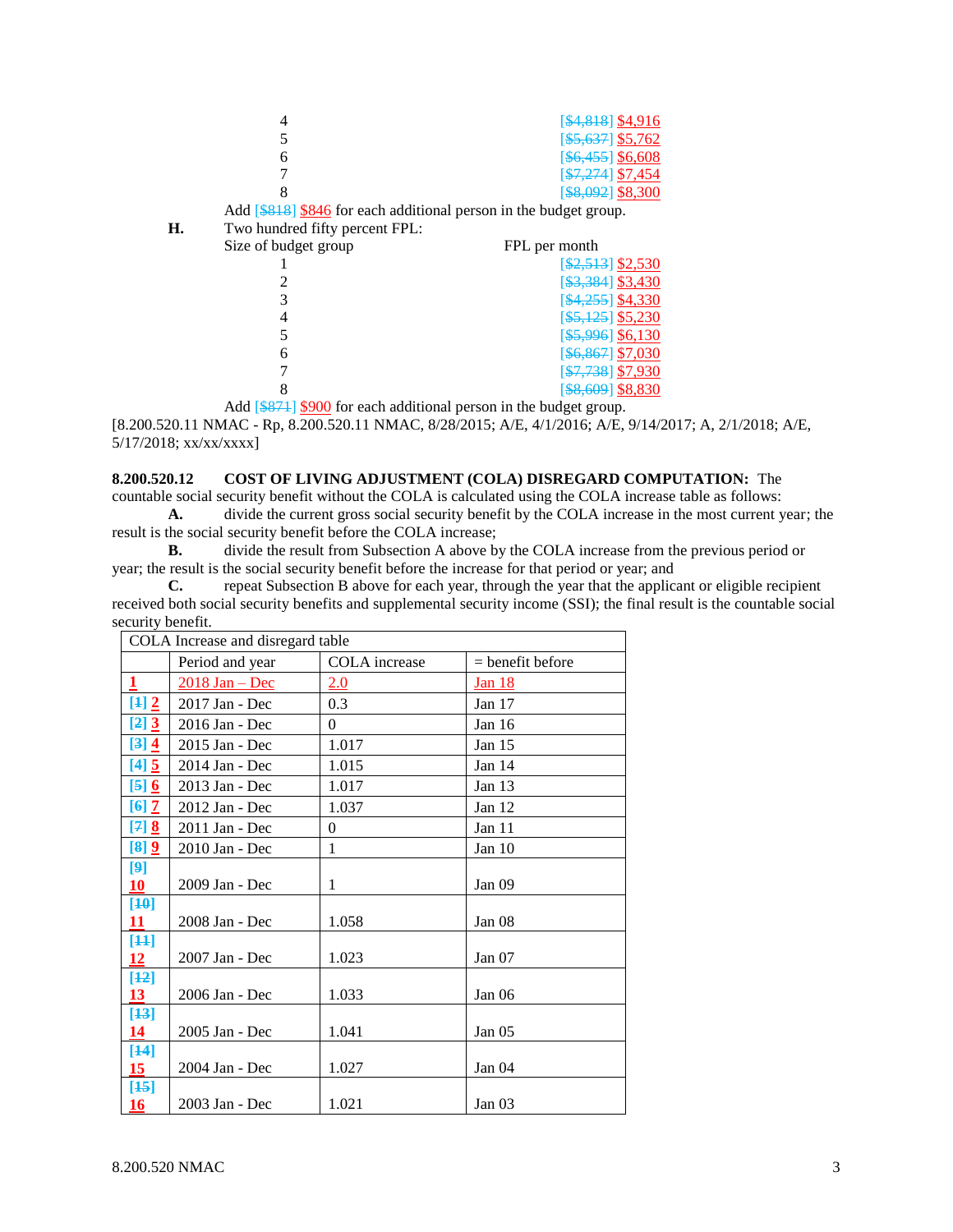| | |
|---|---|
| 4 | [$4,818] $4,916 |
| 5 | [$5,637] $5,762 |
| 6 | [$6,455] $6,608 |
| 7 | [$7,274] $7,454 |
| 8 | [$8,092] $8,300 |

Add [$818] $846 for each additional person in the budget group.

**H.** Two hundred fifty percent FPL:

| Size of budget group | FPL per month |
|---|---|
| 1 | [$2,513] $2,530 |
| 2 | [$3,384] $3,430 |
| 3 | [$4,255] $4,330 |
| 4 | [$5,125] $5,230 |
| 5 | [$5,996] $6,130 |
| 6 | [$6,867] $7,030 |
| 7 | [$7,738] $7,930 |
| 8 | [$8,609] $8,830 |

Add [$871] $900 for each additional person in the budget group.

[8.200.520.11 NMAC - Rp, 8.200.520.11 NMAC, 8/28/2015; A/E, 4/1/2016; A/E, 9/14/2017; A, 2/1/2018; A/E, 5/17/2018; xx/xx/xxxx]

**8.200.520.12 COST OF LIVING ADJUSTMENT (COLA) DISREGARD COMPUTATION:** The countable social security benefit without the COLA is calculated using the COLA increase table as follows:

**A.** divide the current gross social security benefit by the COLA increase in the most current year; the result is the social security benefit before the COLA increase;

**B.** divide the result from Subsection A above by the COLA increase from the previous period or year; the result is the social security benefit before the increase for that period or year; and

**C.** repeat Subsection B above for each year, through the year that the applicant or eligible recipient received both social security benefits and supplemental security income (SSI); the final result is the countable social security benefit.

| COLA Increase and disregard table | | | |
|---|---|---|---|
| | Period and year | COLA increase | = benefit before |
| 1 | 2018 Jan – Dec | 2.0 | Jan 18 |
| [1] 2 | 2017 Jan - Dec | 0.3 | Jan 17 |
| [2] 3 | 2016 Jan - Dec | 0 | Jan 16 |
| [3] 4 | 2015 Jan - Dec | 1.017 | Jan 15 |
| [4] 5 | 2014 Jan - Dec | 1.015 | Jan 14 |
| [5] 6 | 2013 Jan - Dec | 1.017 | Jan 13 |
| [6] 7 | 2012 Jan - Dec | 1.037 | Jan 12 |
| [7] 8 | 2011 Jan - Dec | 0 | Jan 11 |
| [8] 9 | 2010 Jan - Dec | 1 | Jan 10 |
| [9] 10 | 2009 Jan - Dec | 1 | Jan 09 |
| [10] 11 | 2008 Jan - Dec | 1.058 | Jan 08 |
| [11] 12 | 2007 Jan - Dec | 1.023 | Jan 07 |
| [12] 13 | 2006 Jan - Dec | 1.033 | Jan 06 |
| [13] 14 | 2005 Jan - Dec | 1.041 | Jan 05 |
| [14] 15 | 2004 Jan - Dec | 1.027 | Jan 04 |
| [15] 16 | 2003 Jan - Dec | 1.021 | Jan 03 |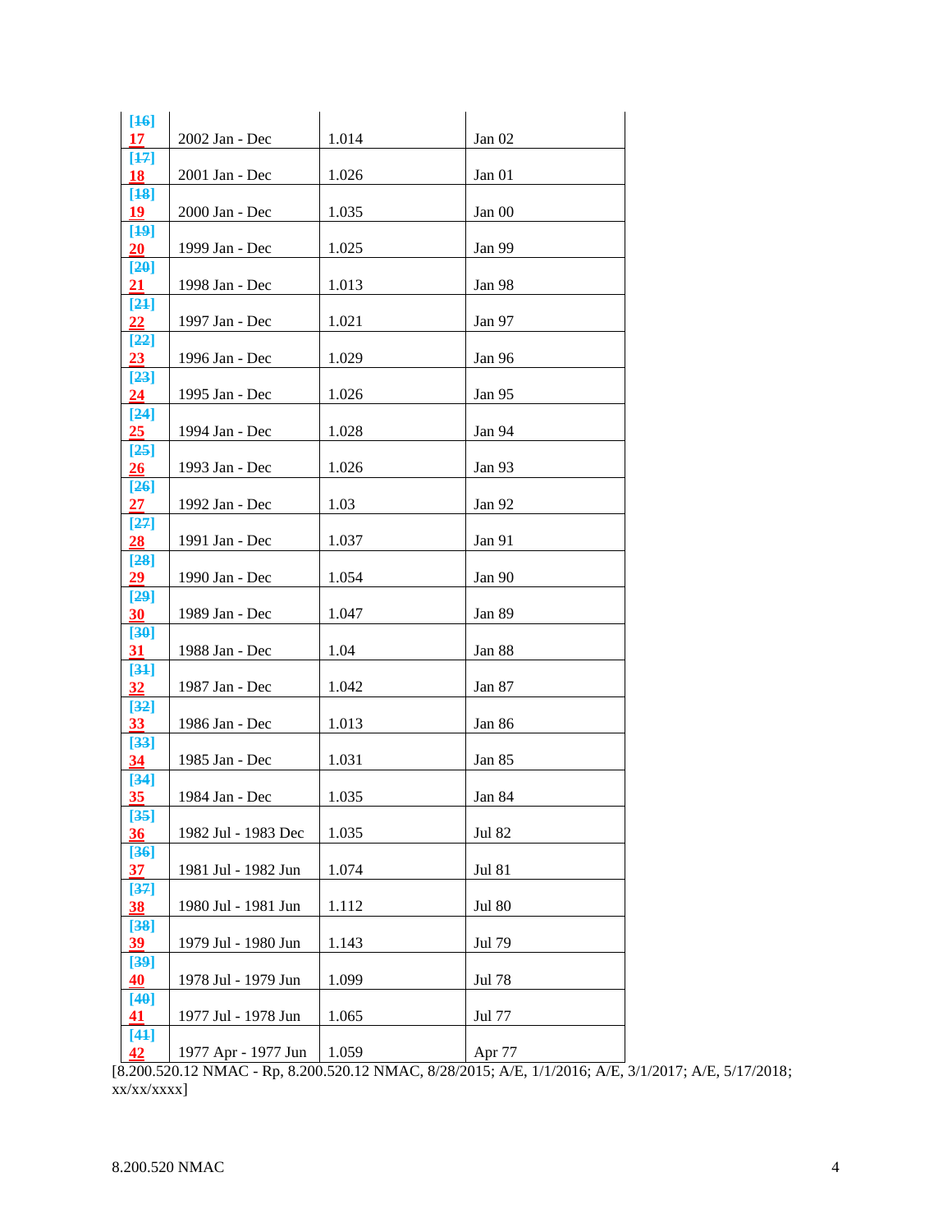| [16] 17 | 2002 Jan - Dec | 1.014 | Jan 02 |
|---|---|---|---|
| [17] 18 | 2001 Jan - Dec | 1.026 | Jan 01 |
| [18] 19 | 2000 Jan - Dec | 1.035 | Jan 00 |
| [19] 20 | 1999 Jan - Dec | 1.025 | Jan 99 |
| [20] 21 | 1998 Jan - Dec | 1.013 | Jan 98 |
| [21] 22 | 1997 Jan - Dec | 1.021 | Jan 97 |
| [22] 23 | 1996 Jan - Dec | 1.029 | Jan 96 |
| [23] 24 | 1995 Jan - Dec | 1.026 | Jan 95 |
| [24] 25 | 1994 Jan - Dec | 1.028 | Jan 94 |
| [25] 26 | 1993 Jan - Dec | 1.026 | Jan 93 |
| [26] 27 | 1992 Jan - Dec | 1.03 | Jan 92 |
| [27] 28 | 1991 Jan - Dec | 1.037 | Jan 91 |
| [28] 29 | 1990 Jan - Dec | 1.054 | Jan 90 |
| [29] 30 | 1989 Jan - Dec | 1.047 | Jan 89 |
| [30] 31 | 1988 Jan - Dec | 1.04 | Jan 88 |
| [31] 32 | 1987 Jan - Dec | 1.042 | Jan 87 |
| [32] 33 | 1986 Jan - Dec | 1.013 | Jan 86 |
| [33] 34 | 1985 Jan - Dec | 1.031 | Jan 85 |
| [34] 35 | 1984 Jan - Dec | 1.035 | Jan 84 |
| [35] 36 | 1982 Jul - 1983 Dec | 1.035 | Jul 82 |
| [36] 37 | 1981 Jul - 1982 Jun | 1.074 | Jul 81 |
| [37] 38 | 1980 Jul - 1981 Jun | 1.112 | Jul 80 |
| [38] 39 | 1979 Jul - 1980 Jun | 1.143 | Jul 79 |
| [39] 40 | 1978 Jul - 1979 Jun | 1.099 | Jul 78 |
| [40] 41 | 1977 Jul - 1978 Jun | 1.065 | Jul 77 |
| [41] 42 | 1977 Apr - 1977 Jun | 1.059 | Apr 77 |

[8.200.520.12 NMAC - Rp, 8.200.520.12 NMAC, 8/28/2015; A/E, 1/1/2016; A/E, 3/1/2017; A/E, 5/17/2018; xx/xx/xxxx]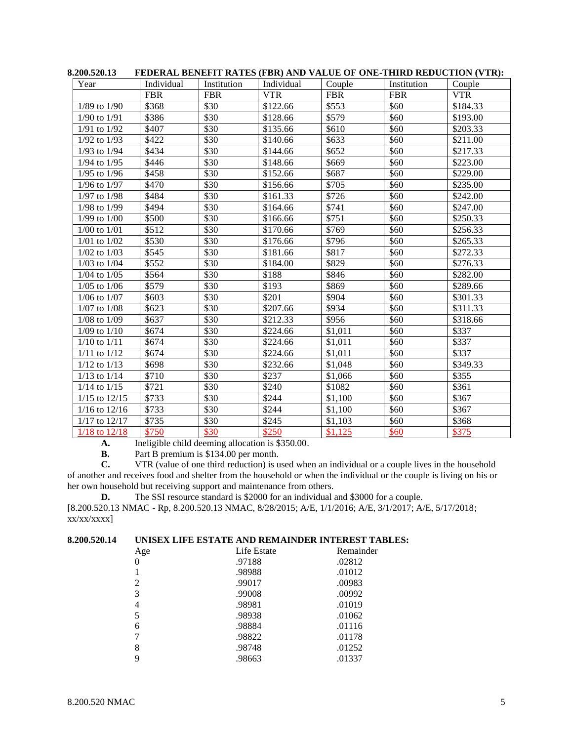**8.200.520.13 FEDERAL BENEFIT RATES (FBR) AND VALUE OF ONE-THIRD REDUCTION (VTR):**

| Year | Individual FBR | Institution FBR | Individual VTR | Couple FBR | Institution FBR | Couple VTR |
|---|---|---|---|---|---|---|
| 1/89 to 1/90 | $368 | $30 | $122.66 | $553 | $60 | $184.33 |
| 1/90 to 1/91 | $386 | $30 | $128.66 | $579 | $60 | $193.00 |
| 1/91 to 1/92 | $407 | $30 | $135.66 | $610 | $60 | $203.33 |
| 1/92 to 1/93 | $422 | $30 | $140.66 | $633 | $60 | $211.00 |
| 1/93 to 1/94 | $434 | $30 | $144.66 | $652 | $60 | $217.33 |
| 1/94 to 1/95 | $446 | $30 | $148.66 | $669 | $60 | $223.00 |
| 1/95 to 1/96 | $458 | $30 | $152.66 | $687 | $60 | $229.00 |
| 1/96 to 1/97 | $470 | $30 | $156.66 | $705 | $60 | $235.00 |
| 1/97 to 1/98 | $484 | $30 | $161.33 | $726 | $60 | $242.00 |
| 1/98 to 1/99 | $494 | $30 | $164.66 | $741 | $60 | $247.00 |
| 1/99 to 1/00 | $500 | $30 | $166.66 | $751 | $60 | $250.33 |
| 1/00 to 1/01 | $512 | $30 | $170.66 | $769 | $60 | $256.33 |
| 1/01 to 1/02 | $530 | $30 | $176.66 | $796 | $60 | $265.33 |
| 1/02 to 1/03 | $545 | $30 | $181.66 | $817 | $60 | $272.33 |
| 1/03 to 1/04 | $552 | $30 | $184.00 | $829 | $60 | $276.33 |
| 1/04 to 1/05 | $564 | $30 | $188 | $846 | $60 | $282.00 |
| 1/05 to 1/06 | $579 | $30 | $193 | $869 | $60 | $289.66 |
| 1/06 to 1/07 | $603 | $30 | $201 | $904 | $60 | $301.33 |
| 1/07 to 1/08 | $623 | $30 | $207.66 | $934 | $60 | $311.33 |
| 1/08 to 1/09 | $637 | $30 | $212.33 | $956 | $60 | $318.66 |
| 1/09 to 1/10 | $674 | $30 | $224.66 | $1,011 | $60 | $337 |
| 1/10 to 1/11 | $674 | $30 | $224.66 | $1,011 | $60 | $337 |
| 1/11 to 1/12 | $674 | $30 | $224.66 | $1,011 | $60 | $337 |
| 1/12 to 1/13 | $698 | $30 | $232.66 | $1,048 | $60 | $349.33 |
| 1/13 to 1/14 | $710 | $30 | $237 | $1,066 | $60 | $355 |
| 1/14 to 1/15 | $721 | $30 | $240 | $1082 | $60 | $361 |
| 1/15 to 12/15 | $733 | $30 | $244 | $1,100 | $60 | $367 |
| 1/16 to 12/16 | $733 | $30 | $244 | $1,100 | $60 | $367 |
| 1/17 to 12/17 | $735 | $30 | $245 | $1,103 | $60 | $368 |
| 1/18 to 12/18 | $750 | $30 | $250 | $1,125 | $60 | $375 |

**A.** Ineligible child deeming allocation is $350.00.

**B.** Part B premium is $134.00 per month.

**C.** VTR (value of one third reduction) is used when an individual or a couple lives in the household of another and receives food and shelter from the household or when the individual or the couple is living on his or her own household but receiving support and maintenance from others.

**D.** The SSI resource standard is $2000 for an individual and $3000 for a couple.

[8.200.520.13 NMAC - Rp, 8.200.520.13 NMAC, 8/28/2015; A/E, 1/1/2016; A/E, 3/1/2017; A/E, 5/17/2018; xx/xx/xxxx]

**8.200.520.14 UNISEX LIFE ESTATE AND REMAINDER INTEREST TABLES:**

| Age | Life Estate | Remainder |
|---|---|---|
| 0 | .97188 | .02812 |
| 1 | .98988 | .01012 |
| 2 | .99017 | .00983 |
| 3 | .99008 | .00992 |
| 4 | .98981 | .01019 |
| 5 | .98938 | .01062 |
| 6 | .98884 | .01116 |
| 7 | .98822 | .01178 |
| 8 | .98748 | .01252 |
| 9 | .98663 | .01337 |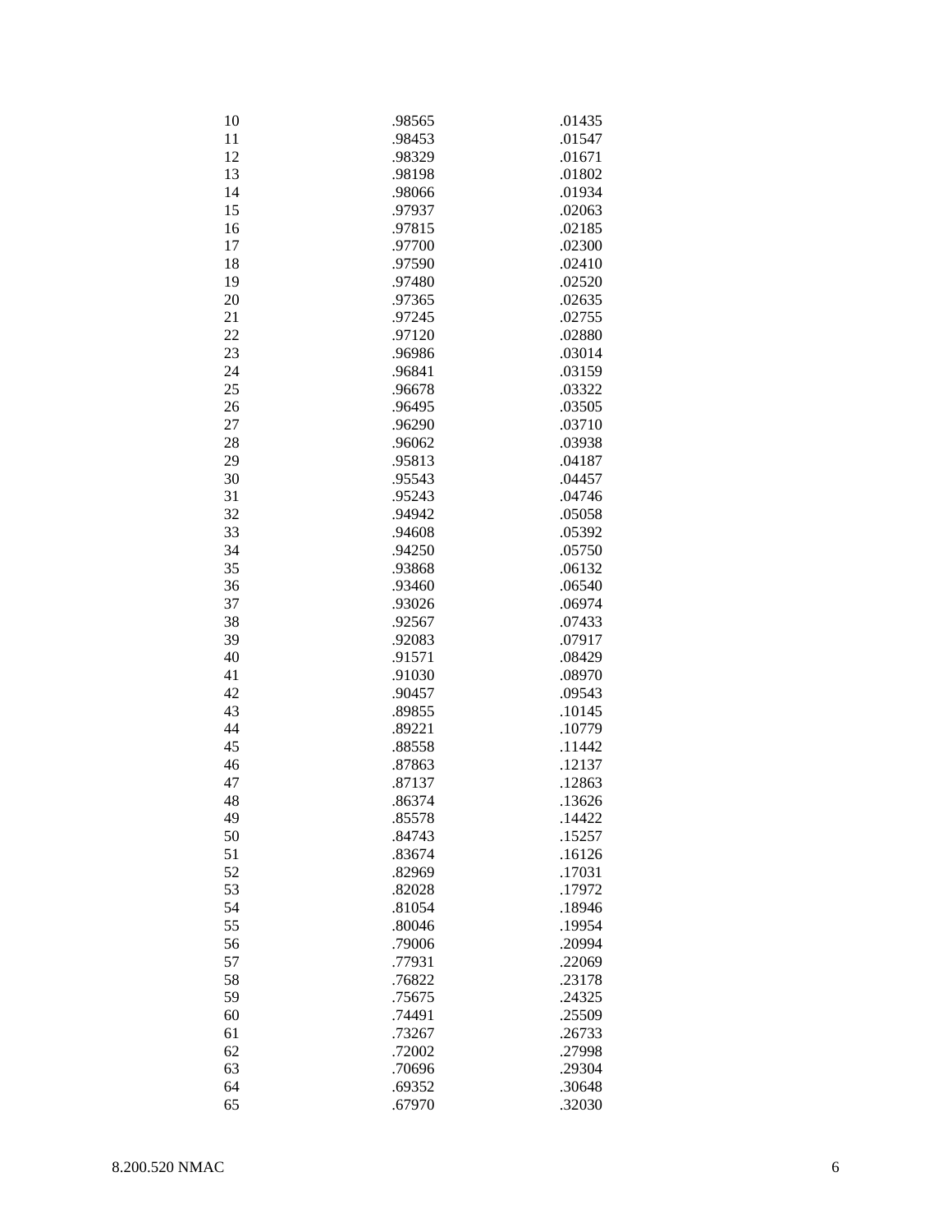| | | |
|---|---|---|
| 10 | .98565 | .01435 |
| 11 | .98453 | .01547 |
| 12 | .98329 | .01671 |
| 13 | .98198 | .01802 |
| 14 | .98066 | .01934 |
| 15 | .97937 | .02063 |
| 16 | .97815 | .02185 |
| 17 | .97700 | .02300 |
| 18 | .97590 | .02410 |
| 19 | .97480 | .02520 |
| 20 | .97365 | .02635 |
| 21 | .97245 | .02755 |
| 22 | .97120 | .02880 |
| 23 | .96986 | .03014 |
| 24 | .96841 | .03159 |
| 25 | .96678 | .03322 |
| 26 | .96495 | .03505 |
| 27 | .96290 | .03710 |
| 28 | .96062 | .03938 |
| 29 | .95813 | .04187 |
| 30 | .95543 | .04457 |
| 31 | .95243 | .04746 |
| 32 | .94942 | .05058 |
| 33 | .94608 | .05392 |
| 34 | .94250 | .05750 |
| 35 | .93868 | .06132 |
| 36 | .93460 | .06540 |
| 37 | .93026 | .06974 |
| 38 | .92567 | .07433 |
| 39 | .92083 | .07917 |
| 40 | .91571 | .08429 |
| 41 | .91030 | .08970 |
| 42 | .90457 | .09543 |
| 43 | .89855 | .10145 |
| 44 | .89221 | .10779 |
| 45 | .88558 | .11442 |
| 46 | .87863 | .12137 |
| 47 | .87137 | .12863 |
| 48 | .86374 | .13626 |
| 49 | .85578 | .14422 |
| 50 | .84743 | .15257 |
| 51 | .83674 | .16126 |
| 52 | .82969 | .17031 |
| 53 | .82028 | .17972 |
| 54 | .81054 | .18946 |
| 55 | .80046 | .19954 |
| 56 | .79006 | .20994 |
| 57 | .77931 | .22069 |
| 58 | .76822 | .23178 |
| 59 | .75675 | .24325 |
| 60 | .74491 | .25509 |
| 61 | .73267 | .26733 |
| 62 | .72002 | .27998 |
| 63 | .70696 | .29304 |
| 64 | .69352 | .30648 |
| 65 | .67970 | .32030 |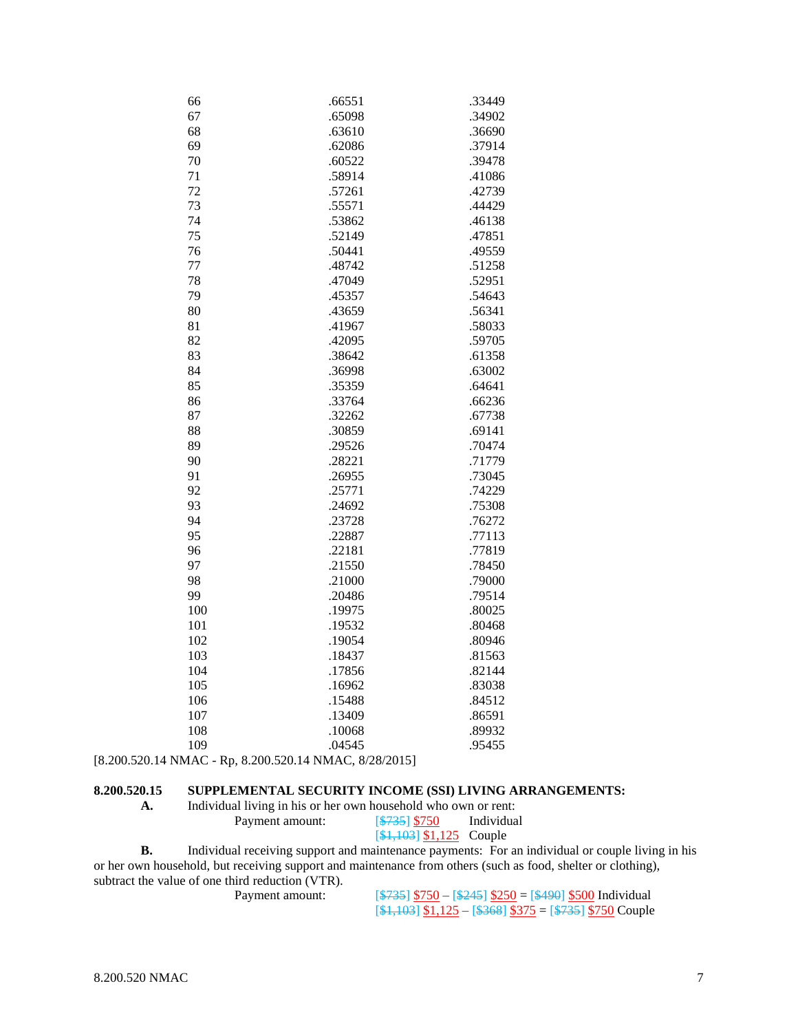| | | |
|---|---|---|
| 66 | .66551 | .33449 |
| 67 | .65098 | .34902 |
| 68 | .63610 | .36690 |
| 69 | .62086 | .37914 |
| 70 | .60522 | .39478 |
| 71 | .58914 | .41086 |
| 72 | .57261 | .42739 |
| 73 | .55571 | .44429 |
| 74 | .53862 | .46138 |
| 75 | .52149 | .47851 |
| 76 | .50441 | .49559 |
| 77 | .48742 | .51258 |
| 78 | .47049 | .52951 |
| 79 | .45357 | .54643 |
| 80 | .43659 | .56341 |
| 81 | .41967 | .58033 |
| 82 | .42095 | .59705 |
| 83 | .38642 | .61358 |
| 84 | .36998 | .63002 |
| 85 | .35359 | .64641 |
| 86 | .33764 | .66236 |
| 87 | .32262 | .67738 |
| 88 | .30859 | .69141 |
| 89 | .29526 | .70474 |
| 90 | .28221 | .71779 |
| 91 | .26955 | .73045 |
| 92 | .25771 | .74229 |
| 93 | .24692 | .75308 |
| 94 | .23728 | .76272 |
| 95 | .22887 | .77113 |
| 96 | .22181 | .77819 |
| 97 | .21550 | .78450 |
| 98 | .21000 | .79000 |
| 99 | .20486 | .79514 |
| 100 | .19975 | .80025 |
| 101 | .19532 | .80468 |
| 102 | .19054 | .80946 |
| 103 | .18437 | .81563 |
| 104 | .17856 | .82144 |
| 105 | .16962 | .83038 |
| 106 | .15488 | .84512 |
| 107 | .13409 | .86591 |
| 108 | .10068 | .89932 |
| 109 | .04545 | .95455 |

[8.200.520.14 NMAC - Rp, 8.200.520.14 NMAC, 8/28/2015]

**8.200.520.15 SUPPLEMENTAL SECURITY INCOME (SSI) LIVING ARRANGEMENTS:**

**A.** Individual living in his or her own household who own or rent:

Payment amount: [~~$735~~] $750 Individual
[~~$1,103~~] $1,125 Couple

**B.** Individual receiving support and maintenance payments: For an individual or couple living in his or her own household, but receiving support and maintenance from others (such as food, shelter or clothing), subtract the value of one third reduction (VTR).

Payment amount: [~~$735~~] $750 – [~~$245~~] $250 = [~~$490~~] $500 Individual
[~~$1,103~~] $1,125 – [~~$368~~] $375 = [~~$735~~] $750 Couple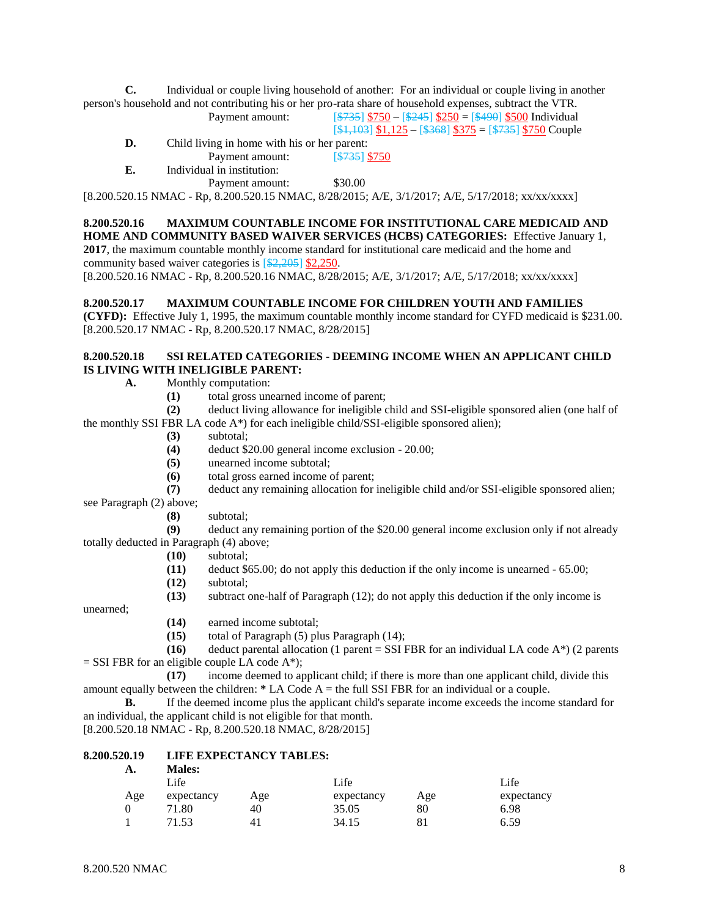**C.** Individual or couple living household of another: For an individual or couple living in another person's household and not contributing his or her pro-rata share of household expenses, subtract the VTR.

Payment amount: [~~$735~~] $750 – [~~$245~~] $250 = [~~$490~~] $500 Individual
[~~$1,103~~] $1,125 – [~~$368~~] $375 = [~~$735~~] $750 Couple

**D.** Child living in home with his or her parent:

Payment amount: [~~$735~~] $750

**E.** Individual in institution:

Payment amount: $30.00

[8.200.520.15 NMAC - Rp, 8.200.520.15 NMAC, 8/28/2015; A/E, 3/1/2017; A/E, 5/17/2018; xx/xx/xxxx]

**8.200.520.16 MAXIMUM COUNTABLE INCOME FOR INSTITUTIONAL CARE MEDICAID AND HOME AND COMMUNITY BASED WAIVER SERVICES (HCBS) CATEGORIES:** Effective January 1, **2017**, the maximum countable monthly income standard for institutional care medicaid and the home and community based waiver categories is [~~$2,205~~] $2,250.

[8.200.520.16 NMAC - Rp, 8.200.520.16 NMAC, 8/28/2015; A/E, 3/1/2017; A/E, 5/17/2018; xx/xx/xxxx]

**8.200.520.17 MAXIMUM COUNTABLE INCOME FOR CHILDREN YOUTH AND FAMILIES (CYFD):** Effective July 1, 1995, the maximum countable monthly income standard for CYFD medicaid is $231.00.

[8.200.520.17 NMAC - Rp, 8.200.520.17 NMAC, 8/28/2015]

**8.200.520.18 SSI RELATED CATEGORIES - DEEMING INCOME WHEN AN APPLICANT CHILD IS LIVING WITH INELIGIBLE PARENT:**

**A.** Monthly computation:

**(1)** total gross unearned income of parent;

**(2)** deduct living allowance for ineligible child and SSI-eligible sponsored alien (one half of the monthly SSI FBR LA code A*) for each ineligible child/SSI-eligible sponsored alien);

**(3)** subtotal;

**(4)** deduct $20.00 general income exclusion - 20.00;

**(5)** unearned income subtotal;

**(6)** total gross earned income of parent;

**(7)** deduct any remaining allocation for ineligible child and/or SSI-eligible sponsored alien; see Paragraph (2) above;

**(8)** subtotal;

**(9)** deduct any remaining portion of the $20.00 general income exclusion only if not already totally deducted in Paragraph (4) above;

**(10)** subtotal;

**(11)** deduct $65.00; do not apply this deduction if the only income is unearned - 65.00;

**(12)** subtotal;

**(13)** subtract one-half of Paragraph (12); do not apply this deduction if the only income is unearned;

**(14)** earned income subtotal;

**(15)** total of Paragraph (5) plus Paragraph (14);

**(16)** deduct parental allocation (1 parent = SSI FBR for an individual LA code A*) (2 parents = SSI FBR for an eligible couple LA code A*);

**(17)** income deemed to applicant child; if there is more than one applicant child, divide this amount equally between the children: **\*** LA Code A = the full SSI FBR for an individual or a couple.

**B.** If the deemed income plus the applicant child's separate income exceeds the income standard for an individual, the applicant child is not eligible for that month.

[8.200.520.18 NMAC - Rp, 8.200.520.18 NMAC, 8/28/2015]

**8.200.520.19 LIFE EXPECTANCY TABLES:**

**A. Males:**

| Age | Life expectancy | Age | Life expectancy | Age | Life expectancy |
|---|---|---|---|---|---|
| 0 | 71.80 | 40 | 35.05 | 80 | 6.98 |
| 1 | 71.53 | 41 | 34.15 | 81 | 6.59 |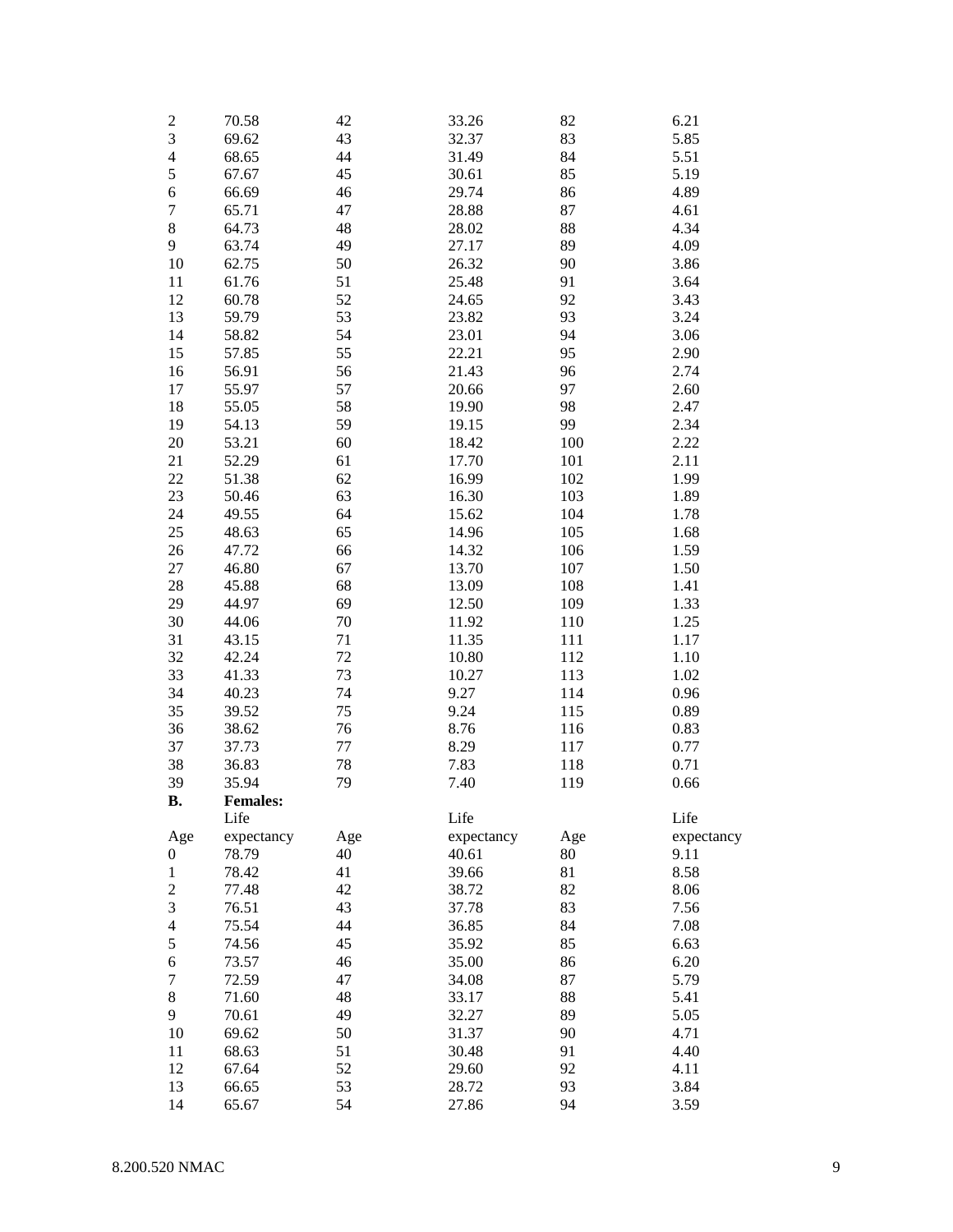| | | | | | |
|---|---|---|---|---|---|
| 2 | 70.58 | 42 | 33.26 | 82 | 6.21 |
| 3 | 69.62 | 43 | 32.37 | 83 | 5.85 |
| 4 | 68.65 | 44 | 31.49 | 84 | 5.51 |
| 5 | 67.67 | 45 | 30.61 | 85 | 5.19 |
| 6 | 66.69 | 46 | 29.74 | 86 | 4.89 |
| 7 | 65.71 | 47 | 28.88 | 87 | 4.61 |
| 8 | 64.73 | 48 | 28.02 | 88 | 4.34 |
| 9 | 63.74 | 49 | 27.17 | 89 | 4.09 |
| 10 | 62.75 | 50 | 26.32 | 90 | 3.86 |
| 11 | 61.76 | 51 | 25.48 | 91 | 3.64 |
| 12 | 60.78 | 52 | 24.65 | 92 | 3.43 |
| 13 | 59.79 | 53 | 23.82 | 93 | 3.24 |
| 14 | 58.82 | 54 | 23.01 | 94 | 3.06 |
| 15 | 57.85 | 55 | 22.21 | 95 | 2.90 |
| 16 | 56.91 | 56 | 21.43 | 96 | 2.74 |
| 17 | 55.97 | 57 | 20.66 | 97 | 2.60 |
| 18 | 55.05 | 58 | 19.90 | 98 | 2.47 |
| 19 | 54.13 | 59 | 19.15 | 99 | 2.34 |
| 20 | 53.21 | 60 | 18.42 | 100 | 2.22 |
| 21 | 52.29 | 61 | 17.70 | 101 | 2.11 |
| 22 | 51.38 | 62 | 16.99 | 102 | 1.99 |
| 23 | 50.46 | 63 | 16.30 | 103 | 1.89 |
| 24 | 49.55 | 64 | 15.62 | 104 | 1.78 |
| 25 | 48.63 | 65 | 14.96 | 105 | 1.68 |
| 26 | 47.72 | 66 | 14.32 | 106 | 1.59 |
| 27 | 46.80 | 67 | 13.70 | 107 | 1.50 |
| 28 | 45.88 | 68 | 13.09 | 108 | 1.41 |
| 29 | 44.97 | 69 | 12.50 | 109 | 1.33 |
| 30 | 44.06 | 70 | 11.92 | 110 | 1.25 |
| 31 | 43.15 | 71 | 11.35 | 111 | 1.17 |
| 32 | 42.24 | 72 | 10.80 | 112 | 1.10 |
| 33 | 41.33 | 73 | 10.27 | 113 | 1.02 |
| 34 | 40.23 | 74 | 9.27 | 114 | 0.96 |
| 35 | 39.52 | 75 | 9.24 | 115 | 0.89 |
| 36 | 38.62 | 76 | 8.76 | 116 | 0.83 |
| 37 | 37.73 | 77 | 8.29 | 117 | 0.77 |
| 38 | 36.83 | 78 | 7.83 | 118 | 0.71 |
| 39 | 35.94 | 79 | 7.40 | 119 | 0.66 |

**B.** **Females:**

| Age | Life expectancy | Age | Life expectancy | Age | Life expectancy |
|---|---|---|---|---|---|
| 0 | 78.79 | 40 | 40.61 | 80 | 9.11 |
| 1 | 78.42 | 41 | 39.66 | 81 | 8.58 |
| 2 | 77.48 | 42 | 38.72 | 82 | 8.06 |
| 3 | 76.51 | 43 | 37.78 | 83 | 7.56 |
| 4 | 75.54 | 44 | 36.85 | 84 | 7.08 |
| 5 | 74.56 | 45 | 35.92 | 85 | 6.63 |
| 6 | 73.57 | 46 | 35.00 | 86 | 6.20 |
| 7 | 72.59 | 47 | 34.08 | 87 | 5.79 |
| 8 | 71.60 | 48 | 33.17 | 88 | 5.41 |
| 9 | 70.61 | 49 | 32.27 | 89 | 5.05 |
| 10 | 69.62 | 50 | 31.37 | 90 | 4.71 |
| 11 | 68.63 | 51 | 30.48 | 91 | 4.40 |
| 12 | 67.64 | 52 | 29.60 | 92 | 4.11 |
| 13 | 66.65 | 53 | 28.72 | 93 | 3.84 |
| 14 | 65.67 | 54 | 27.86 | 94 | 3.59 |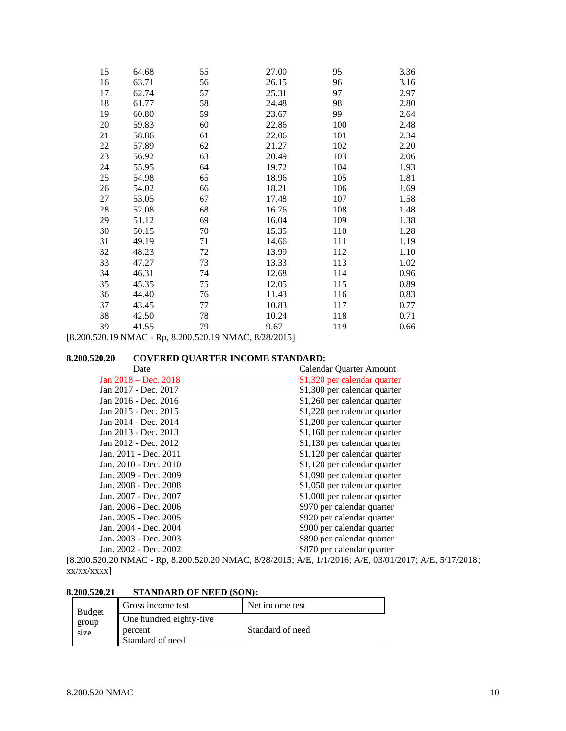| | | | | | |
|---|---|---|---|---|---|
| 15 | 64.68 | 55 | 27.00 | 95 | 3.36 |
| 16 | 63.71 | 56 | 26.15 | 96 | 3.16 |
| 17 | 62.74 | 57 | 25.31 | 97 | 2.97 |
| 18 | 61.77 | 58 | 24.48 | 98 | 2.80 |
| 19 | 60.80 | 59 | 23.67 | 99 | 2.64 |
| 20 | 59.83 | 60 | 22.86 | 100 | 2.48 |
| 21 | 58.86 | 61 | 22.06 | 101 | 2.34 |
| 22 | 57.89 | 62 | 21.27 | 102 | 2.20 |
| 23 | 56.92 | 63 | 20.49 | 103 | 2.06 |
| 24 | 55.95 | 64 | 19.72 | 104 | 1.93 |
| 25 | 54.98 | 65 | 18.96 | 105 | 1.81 |
| 26 | 54.02 | 66 | 18.21 | 106 | 1.69 |
| 27 | 53.05 | 67 | 17.48 | 107 | 1.58 |
| 28 | 52.08 | 68 | 16.76 | 108 | 1.48 |
| 29 | 51.12 | 69 | 16.04 | 109 | 1.38 |
| 30 | 50.15 | 70 | 15.35 | 110 | 1.28 |
| 31 | 49.19 | 71 | 14.66 | 111 | 1.19 |
| 32 | 48.23 | 72 | 13.99 | 112 | 1.10 |
| 33 | 47.27 | 73 | 13.33 | 113 | 1.02 |
| 34 | 46.31 | 74 | 12.68 | 114 | 0.96 |
| 35 | 45.35 | 75 | 12.05 | 115 | 0.89 |
| 36 | 44.40 | 76 | 11.43 | 116 | 0.83 |
| 37 | 43.45 | 77 | 10.83 | 117 | 0.77 |
| 38 | 42.50 | 78 | 10.24 | 118 | 0.71 |
| 39 | 41.55 | 79 | 9.67 | 119 | 0.66 |

[8.200.520.19 NMAC - Rp, 8.200.520.19 NMAC, 8/28/2015]

**8.200.520.20 COVERED QUARTER INCOME STANDARD:**

| Date | Calendar Quarter Amount |
|---|---|
| Jan 2018 – Dec. 2018 | $1,320 per calendar quarter |
| Jan 2017 - Dec. 2017 | $1,300 per calendar quarter |
| Jan 2016 - Dec. 2016 | $1,260 per calendar quarter |
| Jan 2015 - Dec. 2015 | $1,220 per calendar quarter |
| Jan 2014 - Dec. 2014 | $1,200 per calendar quarter |
| Jan 2013 - Dec. 2013 | $1,160 per calendar quarter |
| Jan 2012 - Dec. 2012 | $1,130 per calendar quarter |
| Jan. 2011 - Dec. 2011 | $1,120 per calendar quarter |
| Jan. 2010 - Dec. 2010 | $1,120 per calendar quarter |
| Jan. 2009 - Dec. 2009 | $1,090 per calendar quarter |
| Jan. 2008 - Dec. 2008 | $1,050 per calendar quarter |
| Jan. 2007 - Dec. 2007 | $1,000 per calendar quarter |
| Jan. 2006 - Dec. 2006 | $970 per calendar quarter |
| Jan. 2005 - Dec. 2005 | $920 per calendar quarter |
| Jan. 2004 - Dec. 2004 | $900 per calendar quarter |
| Jan. 2003 - Dec. 2003 | $890 per calendar quarter |
| Jan. 2002 - Dec. 2002 | $870 per calendar quarter |

[8.200.520.20 NMAC - Rp, 8.200.520.20 NMAC, 8/28/2015; A/E, 1/1/2016; A/E, 03/01/2017; A/E, 5/17/2018; xx/xx/xxxx]

**8.200.520.21 STANDARD OF NEED (SON):**

| Budget group size | Gross income test | Net income test |
|---|---|---|
| | One hundred eighty-five percent Standard of need | Standard of need |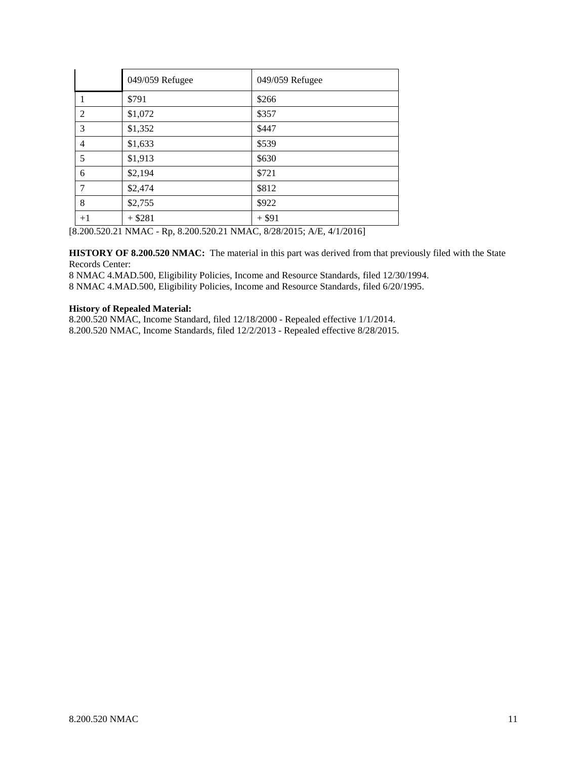| | 049/059 Refugee | 049/059 Refugee |
|---|---|---|
| 1 | $791 | $266 |
| 2 | $1,072 | $357 |
| 3 | $1,352 | $447 |
| 4 | $1,633 | $539 |
| 5 | $1,913 | $630 |
| 6 | $2,194 | $721 |
| 7 | $2,474 | $812 |
| 8 | $2,755 | $922 |
| +1 | + $281 | + $91 |

[8.200.520.21 NMAC - Rp, 8.200.520.21 NMAC, 8/28/2015; A/E, 4/1/2016]

**HISTORY OF 8.200.520 NMAC:** The material in this part was derived from that previously filed with the State Records Center:
8 NMAC 4.MAD.500, Eligibility Policies, Income and Resource Standards, filed 12/30/1994.
8 NMAC 4.MAD.500, Eligibility Policies, Income and Resource Standards, filed 6/20/1995.

**History of Repealed Material:**
8.200.520 NMAC, Income Standard, filed 12/18/2000 - Repealed effective 1/1/2014.
8.200.520 NMAC, Income Standards, filed 12/2/2013 - Repealed effective 8/28/2015.